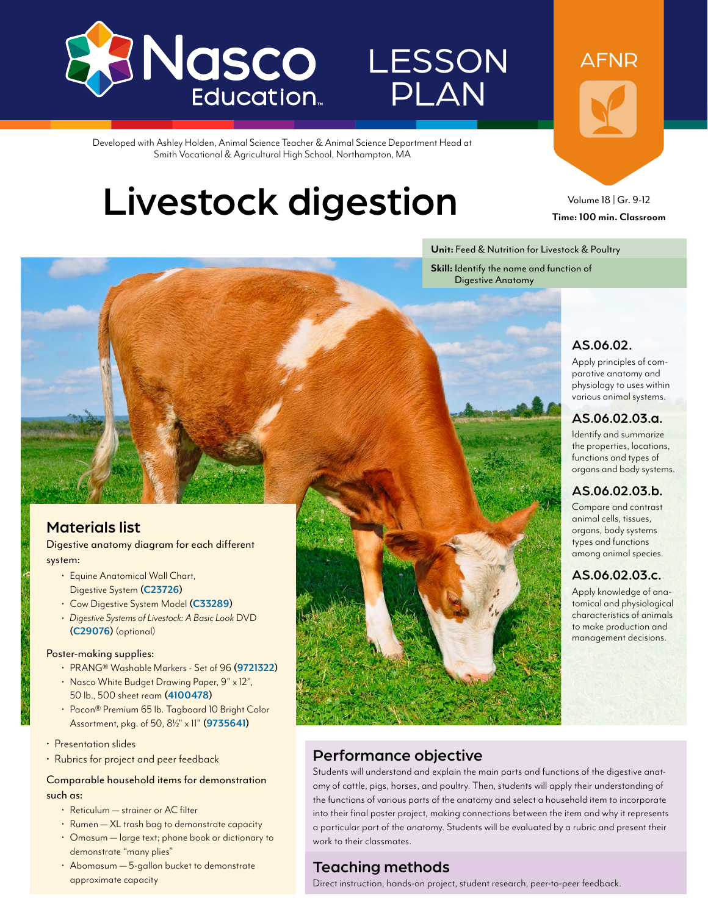Nasco Education

# LESSON PLAN

AFNR

Developed with Ashley Holden, Animal Science Teacher & Animal Science Department Head at Smith Vocational & Agricultural High School, Northampton, MA

# Livestock digestion

Volume 18 | Gr. 9-12

**Time: 100 min. Classroom**

**Unit:** Feed & Nutrition for Livestock & Poultry

**Skill:** Identify the name and function of Digestive Anatomy

### AS.06.02.

Apply principles of comparative anatomy and physiology to uses within various animal systems.

### AS.06.02.03.a.

Identify and summarize the properties, locations, functions and types of organs and body systems.

### AS.06.02.03.b.

Compare and contrast animal cells, tissues, organs, body systems types and functions among animal species.

### AS.06.02.03.c.

Apply knowledge of anatomical and physiological characteristics of animals to make production and management decisions.

## Materials list

Digestive anatomy diagram for each different system:

- Equine Anatomical Wall Chart, Digestive System (**C23726**)
- Cow Digestive System Model (**C33289**)
- *Digestive Systems of Livestock: A Basic Look* DVD (**C29076**) (optional)

Poster-making supplies:

- PRANG® Washable Markers - Set of 96 (**9721322**)
- Nasco White Budget Drawing Paper, 9" x 12", 50 lb., 500 sheet ream (**4100478**)
- Pacon® Premium 65 lb. Tagboard 10 Bright Color Assortment, pkg. of 50, 8½" x 11" (**9735641**)

- Presentation slides
- Rubrics for project and peer feedback

Comparable household items for demonstration such as:

- Reticulum — strainer or AC filter
- Rumen — XL trash bag to demonstrate capacity
- Omasum — large text; phone book or dictionary to demonstrate "many plies"
- Abomasum — 5-gallon bucket to demonstrate approximate capacity

## Performance objective

Students will understand and explain the main parts and functions of the digestive anatomy of cattle, pigs, horses, and poultry. Then, students will apply their understanding of the functions of various parts of the anatomy and select a household item to incorporate into their final poster project, making connections between the item and why it represents a particular part of the anatomy. Students will be evaluated by a rubric and present their work to their classmates.

## Teaching methods

Direct instruction, hands-on project, student research, peer-to-peer feedback.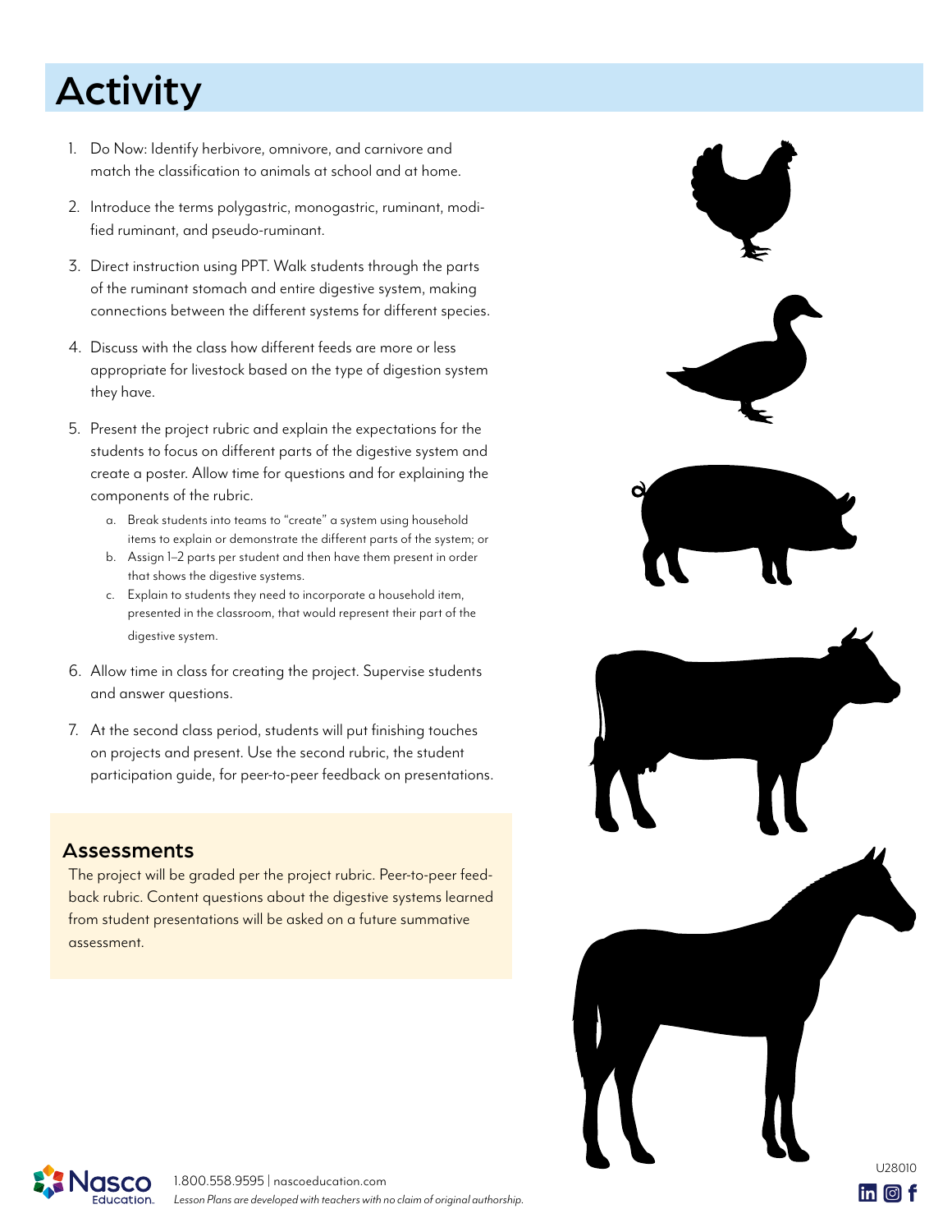# Activity

1. Do Now: Identify herbivore, omnivore, and carnivore and match the classification to animals at school and at home.
2. Introduce the terms polygastric, monogastric, ruminant, modified ruminant, and pseudo-ruminant.
3. Direct instruction using PPT. Walk students through the parts of the ruminant stomach and entire digestive system, making connections between the different systems for different species.
4. Discuss with the class how different feeds are more or less appropriate for livestock based on the type of digestion system they have.
5. Present the project rubric and explain the expectations for the students to focus on different parts of the digestive system and create a poster. Allow time for questions and for explaining the components of the rubric.
   a. Break students into teams to "create" a system using household items to explain or demonstrate the different parts of the system; or
   b. Assign 1–2 parts per student and then have them present in order that shows the digestive systems.
   c. Explain to students they need to incorporate a household item, presented in the classroom, that would represent their part of the digestive system.
6. Allow time in class for creating the project. Supervise students and answer questions.
7. At the second class period, students will put finishing touches on projects and present. Use the second rubric, the student participation guide, for peer-to-peer feedback on presentations.

## Assessments

The project will be graded per the project rubric. Peer-to-peer feedback rubric. Content questions about the digestive systems learned from student presentations will be asked on a future summative assessment.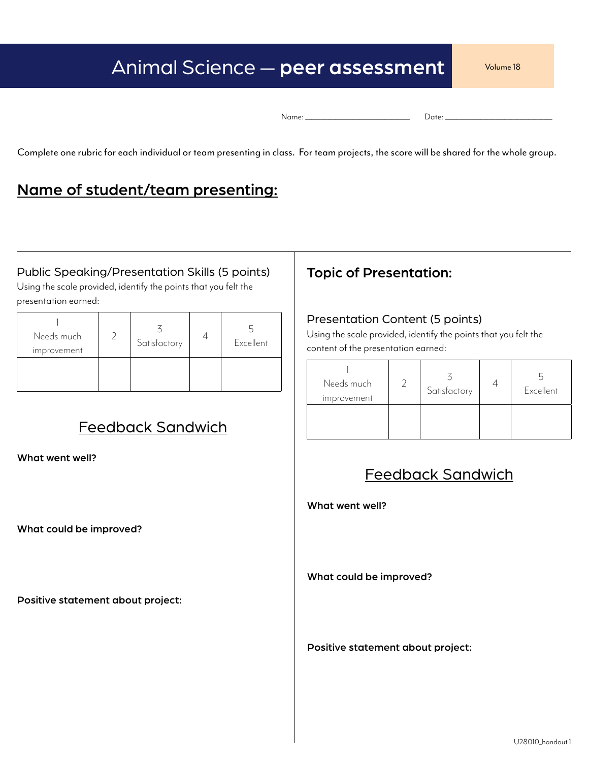# Animal Science — **peer assessment**

Volume 18

Name: ________________________ Date: ________________________

Complete one rubric for each individual or team presenting in class. For team projects, the score will be shared for the whole group.

## Name of student/team presenting:

### Public Speaking/Presentation Skills (5 points)

Using the scale provided, identify the points that you felt the presentation earned:

| 1 Needs much improvement | 2 | 3 Satisfactory | 4 | 5 Excellent |
|---|---|---|---|---|
| | | | | |

## Feedback Sandwich

**What went well?**

**What could be improved?**

**Positive statement about project:**

### Topic of Presentation:

### Presentation Content (5 points)

Using the scale provided, identify the points that you felt the content of the presentation earned:

| 1 Needs much improvement | 2 | 3 Satisfactory | 4 | 5 Excellent |
|---|---|---|---|---|
| | | | | |

## Feedback Sandwich

**What went well?**

**What could be improved?**

**Positive statement about project:**

U28010_handout 1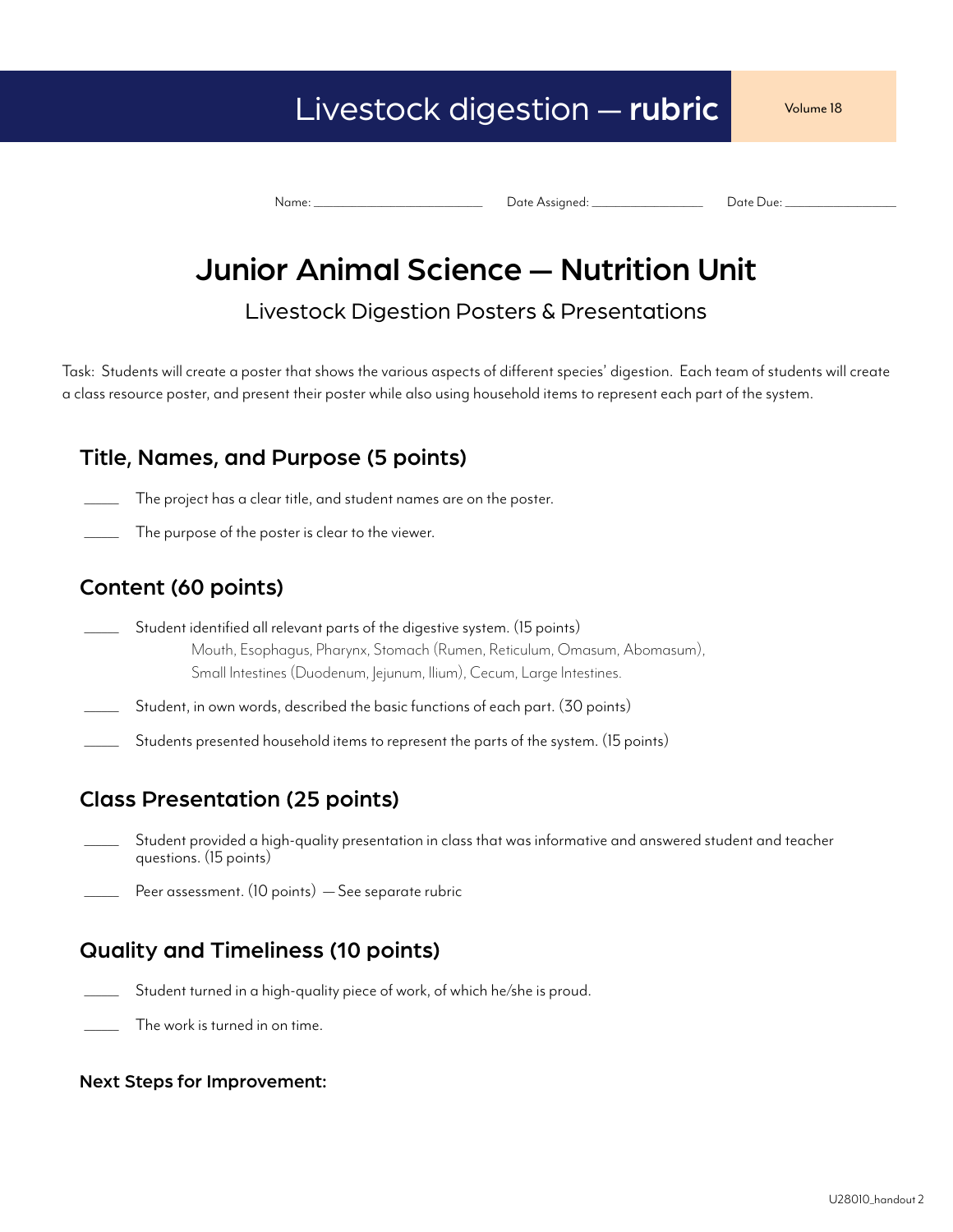# Livestock digestion — **rubric**

Name: ________________ Date Assigned: ____________ Date Due: ____________

## Junior Animal Science — Nutrition Unit

### Livestock Digestion Posters & Presentations

Task: Students will create a poster that shows the various aspects of different species' digestion. Each team of students will create a class resource poster, and present their poster while also using household items to represent each part of the system.

### Title, Names, and Purpose (5 points)

_____ The project has a clear title, and student names are on the poster.

_____ The purpose of the poster is clear to the viewer.

### Content (60 points)

_____ Student identified all relevant parts of the digestive system. (15 points)

Mouth, Esophagus, Pharynx, Stomach (Rumen, Reticulum, Omasum, Abomasum), Small Intestines (Duodenum, Jejunum, Ilium), Cecum, Large Intestines.

_____ Student, in own words, described the basic functions of each part. (30 points)

_____ Students presented household items to represent the parts of the system. (15 points)

### Class Presentation (25 points)

_____ Student provided a high-quality presentation in class that was informative and answered student and teacher questions. (15 points)

_____ Peer assessment. (10 points) — See separate rubric

### Quality and Timeliness (10 points)

_____ Student turned in a high-quality piece of work, of which he/she is proud.

_____ The work is turned in on time.

**Next Steps for Improvement:**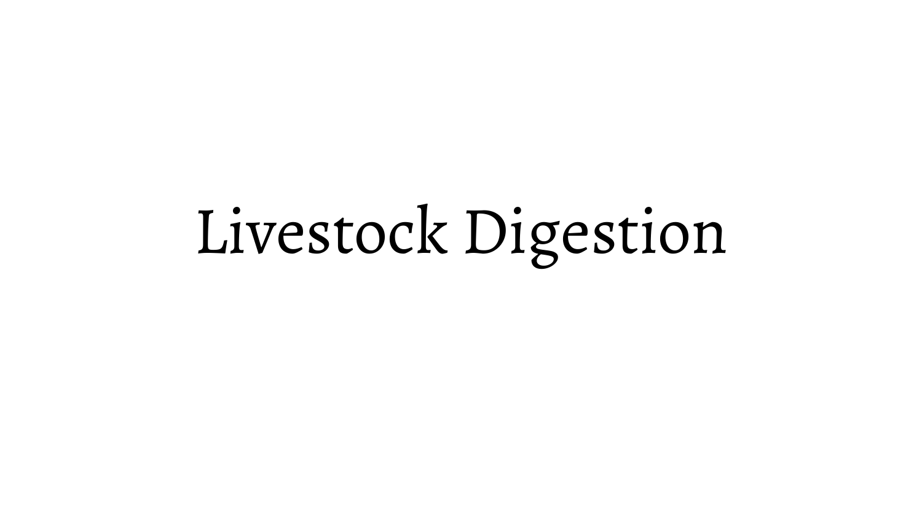# Livestock Digestion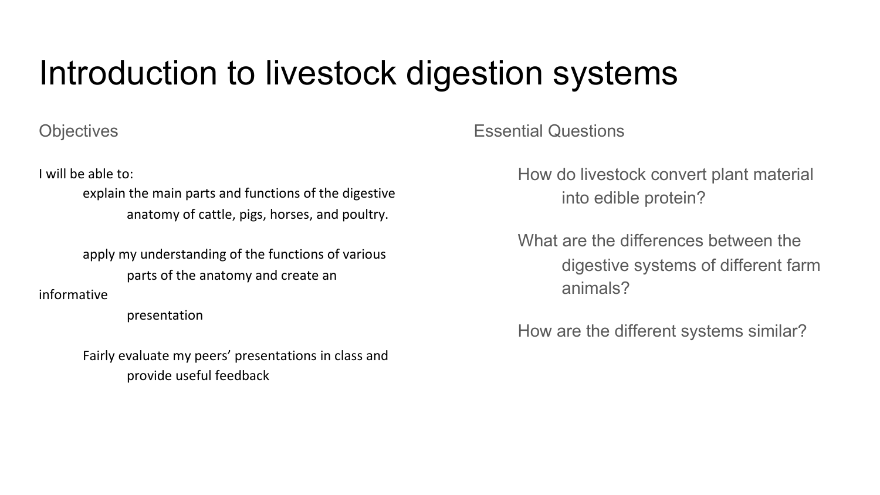# Introduction to livestock digestion systems

## Objectives

I will be able to:

- explain the main parts and functions of the digestive anatomy of cattle, pigs, horses, and poultry.
- apply my understanding of the functions of various parts of the anatomy and create an informative presentation
- Fairly evaluate my peers' presentations in class and provide useful feedback

## Essential Questions

- How do livestock convert plant material into edible protein?
- What are the differences between the digestive systems of different farm animals?
- How are the different systems similar?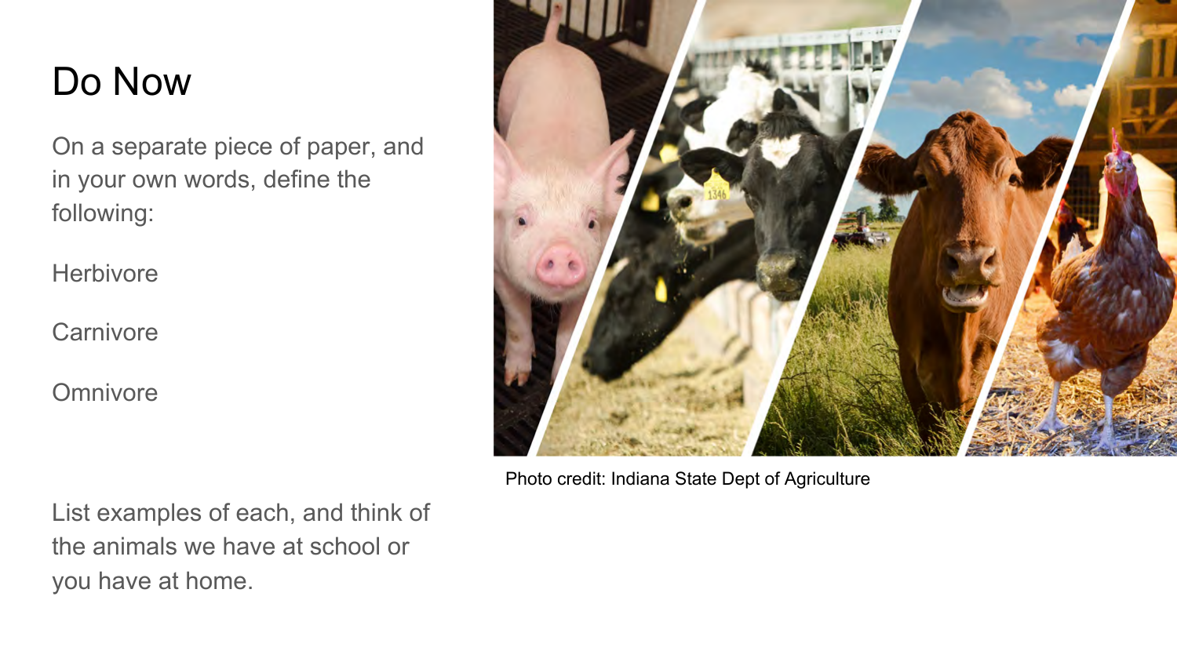# Do Now

On a separate piece of paper, and in your own words, define the following:

Herbivore

Carnivore

Omnivore

List examples of each, and think of the animals we have at school or you have at home.

Photo credit: Indiana State Dept of Agriculture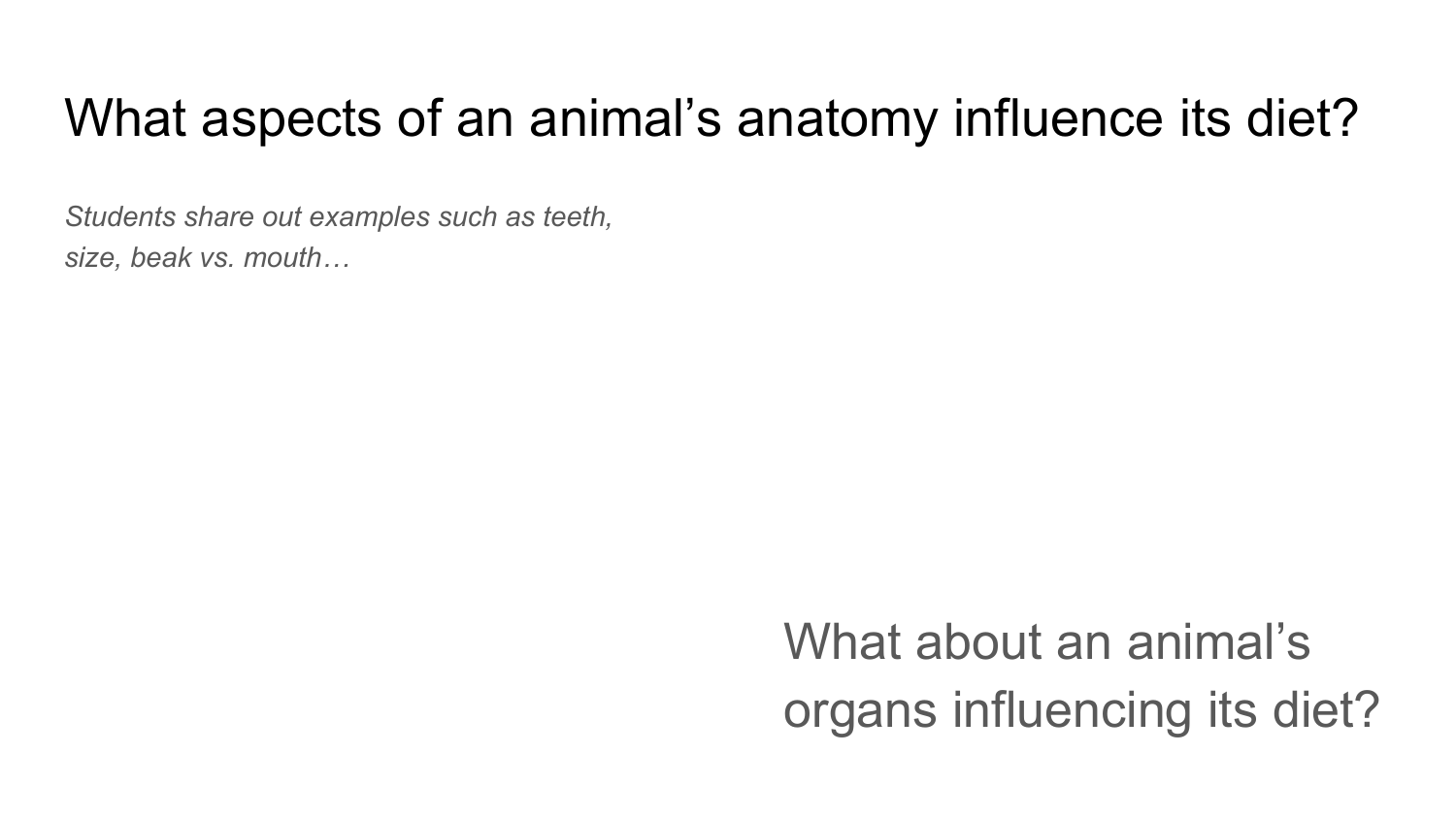# What aspects of an animal’s anatomy influence its diet?

*Students share out examples such as teeth, size, beak vs. mouth…*

What about an animal’s organs influencing its diet?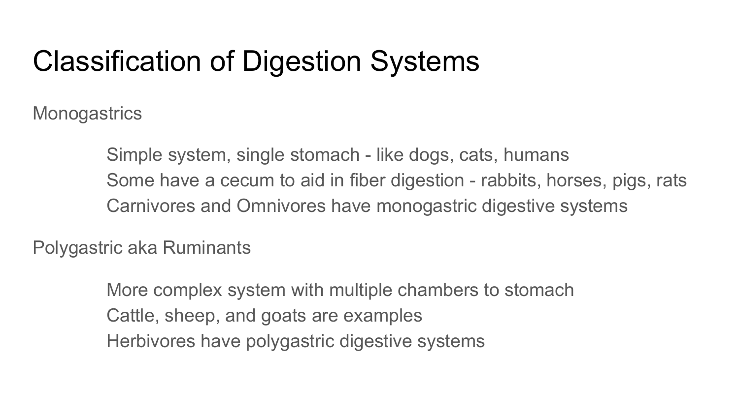# Classification of Digestion Systems

Monogastrics

- Simple system, single stomach - like dogs, cats, humans
- Some have a cecum to aid in fiber digestion - rabbits, horses, pigs, rats
- Carnivores and Omnivores have monogastric digestive systems

Polygastric aka Ruminants

- More complex system with multiple chambers to stomach
- Cattle, sheep, and goats are examples
- Herbivores have polygastric digestive systems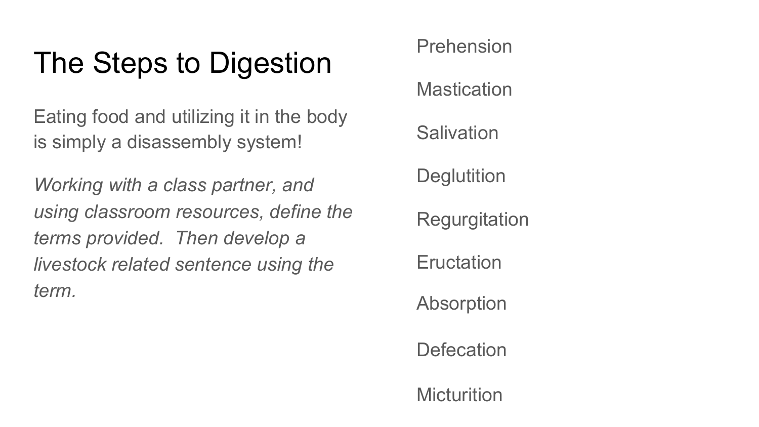# The Steps to Digestion

Eating food and utilizing it in the body is simply a disassembly system!

*Working with a class partner, and using classroom resources, define the terms provided. Then develop a livestock related sentence using the term.*

- Prehension
- Mastication
- Salivation
- Deglutition
- Regurgitation
- Eructation
- Absorption
- Defecation
- Micturition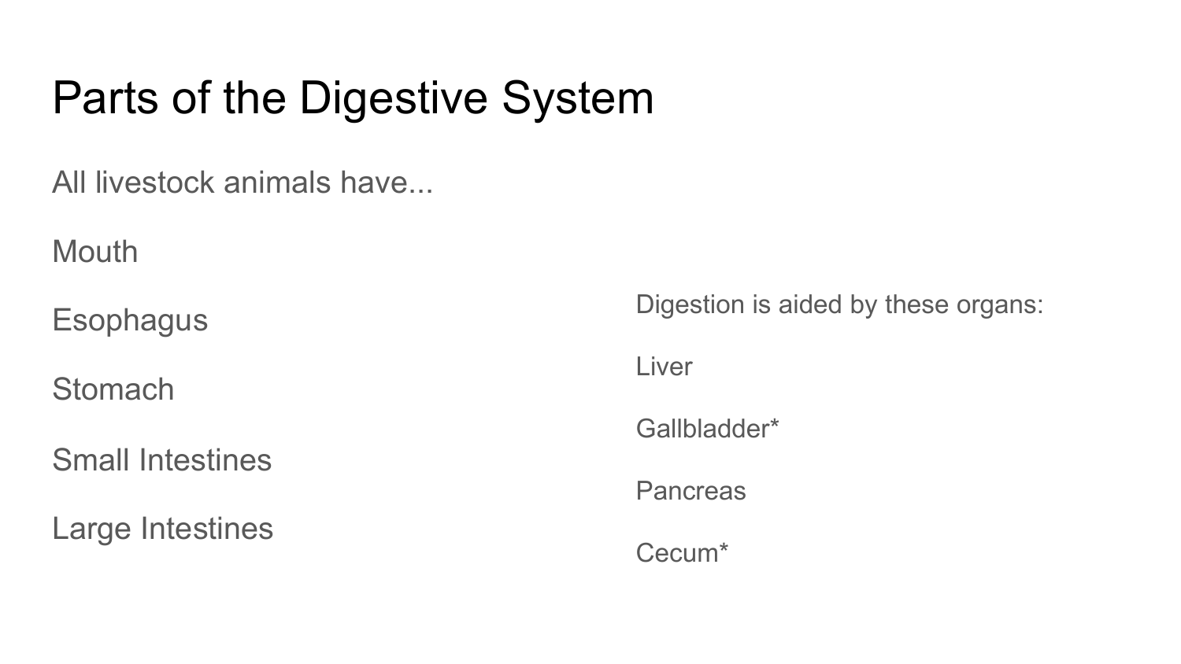# Parts of the Digestive System

All livestock animals have...

Mouth

Esophagus

Stomach

Small Intestines

Large Intestines

Digestion is aided by these organs:

Liver

Gallbladder*

Pancreas

Cecum*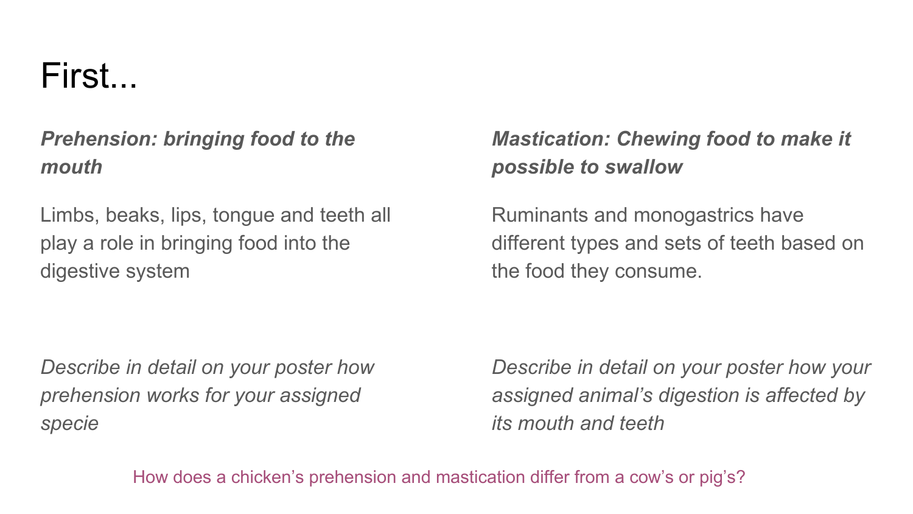# First...

***Prehension: bringing food to the mouth***

Limbs, beaks, lips, tongue and teeth all play a role in bringing food into the digestive system

*Describe in detail on your poster how prehension works for your assigned specie*

***Mastication: Chewing food to make it possible to swallow***

Ruminants and monogastrics have different types and sets of teeth based on the food they consume.

*Describe in detail on your poster how your assigned animal's digestion is affected by its mouth and teeth*

How does a chicken's prehension and mastication differ from a cow's or pig's?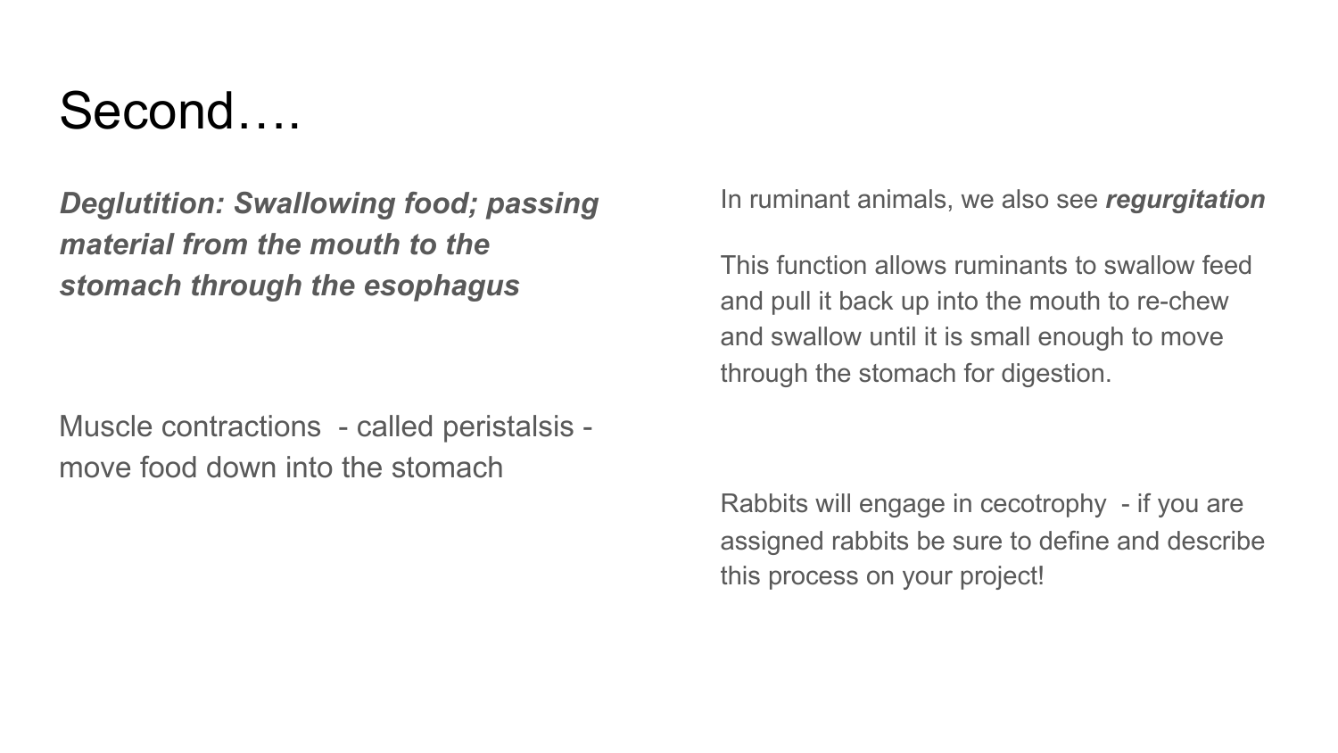# Second….

***Deglutition: Swallowing food; passing material from the mouth to the stomach through the esophagus***

Muscle contractions - called peristalsis - move food down into the stomach

In ruminant animals, we also see ***regurgitation***

This function allows ruminants to swallow feed and pull it back up into the mouth to re-chew and swallow until it is small enough to move through the stomach for digestion.

Rabbits will engage in cecotrophy - if you are assigned rabbits be sure to define and describe this process on your project!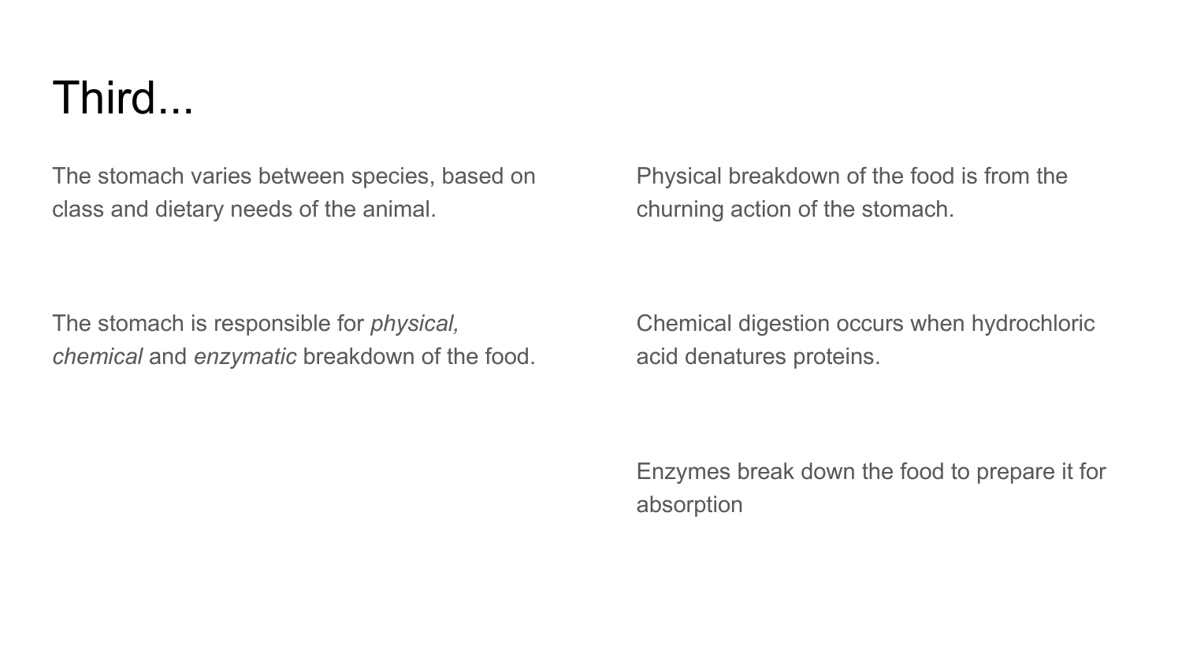# Third...

The stomach varies between species, based on class and dietary needs of the animal.

The stomach is responsible for *physical, chemical* and *enzymatic* breakdown of the food.

Physical breakdown of the food is from the churning action of the stomach.

Chemical digestion occurs when hydrochloric acid denatures proteins.

Enzymes break down the food to prepare it for absorption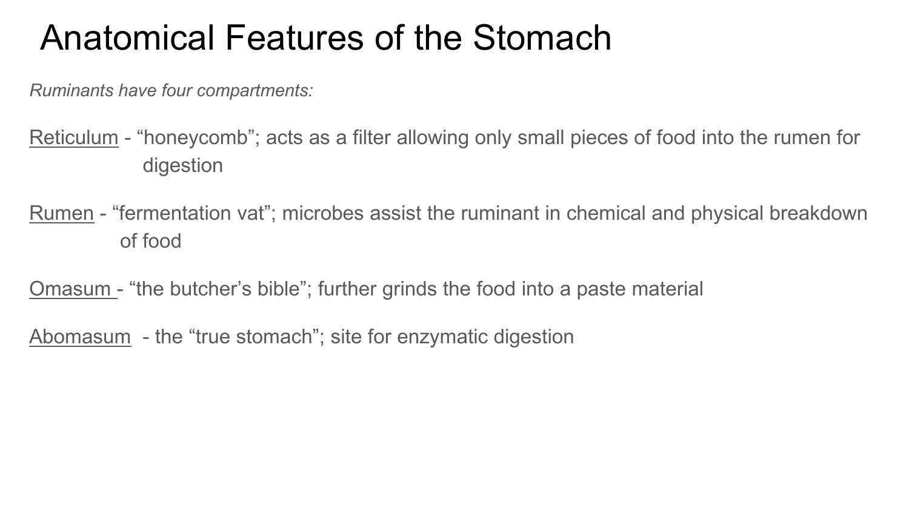# Anatomical Features of the Stomach

*Ruminants have four compartments:*

<u>Reticulum</u> - “honeycomb”; acts as a filter allowing only small pieces of food into the rumen for digestion

<u>Rumen</u> - “fermentation vat”; microbes assist the ruminant in chemical and physical breakdown of food

<u>Omasum</u> - “the butcher’s bible”; further grinds the food into a paste material

<u>Abomasum</u> - the “true stomach”; site for enzymatic digestion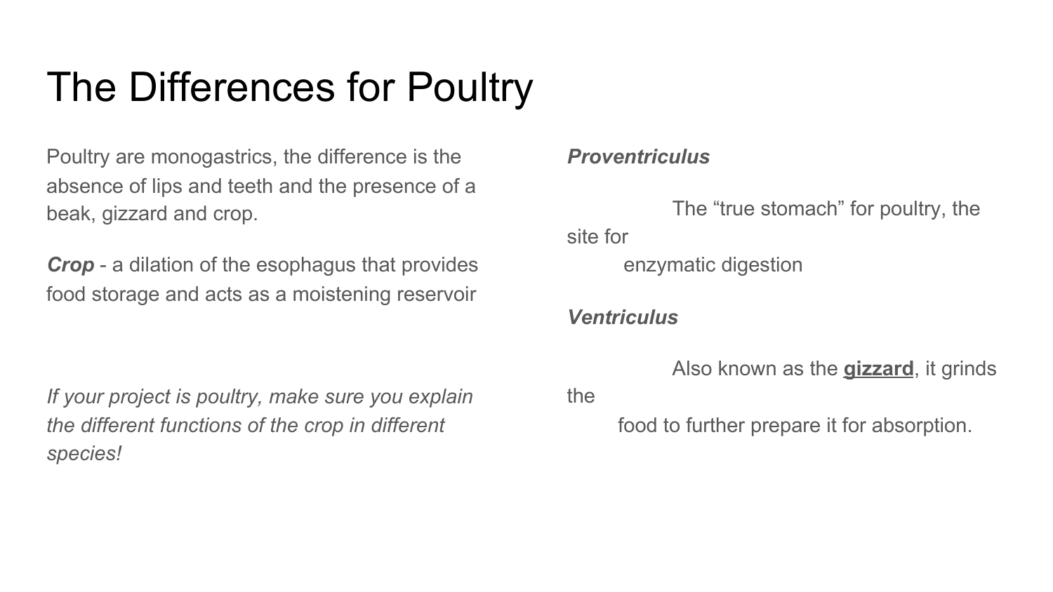# The Differences for Poultry

Poultry are monogastrics, the difference is the absence of lips and teeth and the presence of a beak, gizzard and crop.

***Crop*** - a dilation of the esophagus that provides food storage and acts as a moistening reservoir

*If your project is poultry, make sure you explain the different functions of the crop in different species!*

***Proventriculus***

The "true stomach" for poultry, the site for enzymatic digestion

***Ventriculus***

Also known as the **gizzard**, it grinds the food to further prepare it for absorption.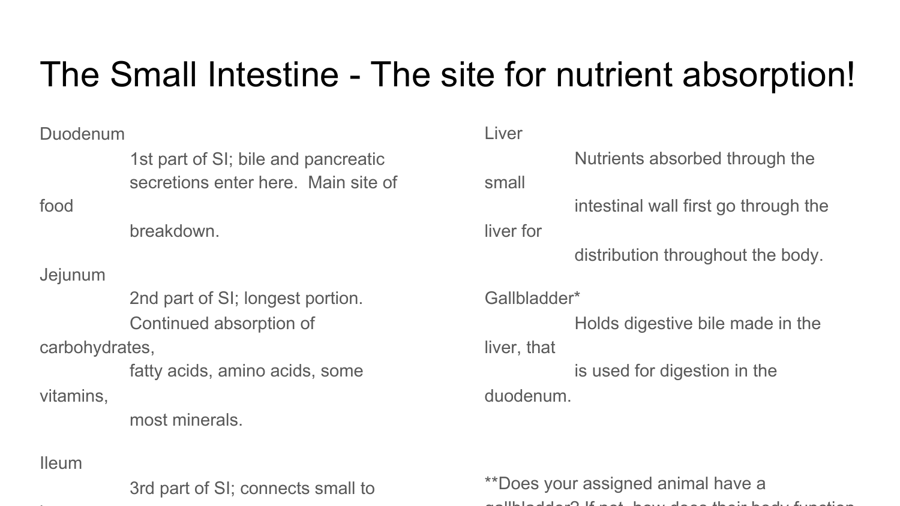# The Small Intestine - The site for nutrient absorption!

Duodenum

1st part of SI; bile and pancreatic secretions enter here. Main site of food breakdown.

Jejunum

2nd part of SI; longest portion. Continued absorption of carbohydrates, fatty acids, amino acids, some vitamins, most minerals.

Ileum

3rd part of SI; connects small to

Liver

Nutrients absorbed through the small intestinal wall first go through the liver for distribution throughout the body.

Gallbladder*

Holds digestive bile made in the liver, that is used for digestion in the duodenum.

**Does your assigned animal have a gallbladder? If not, how does their body function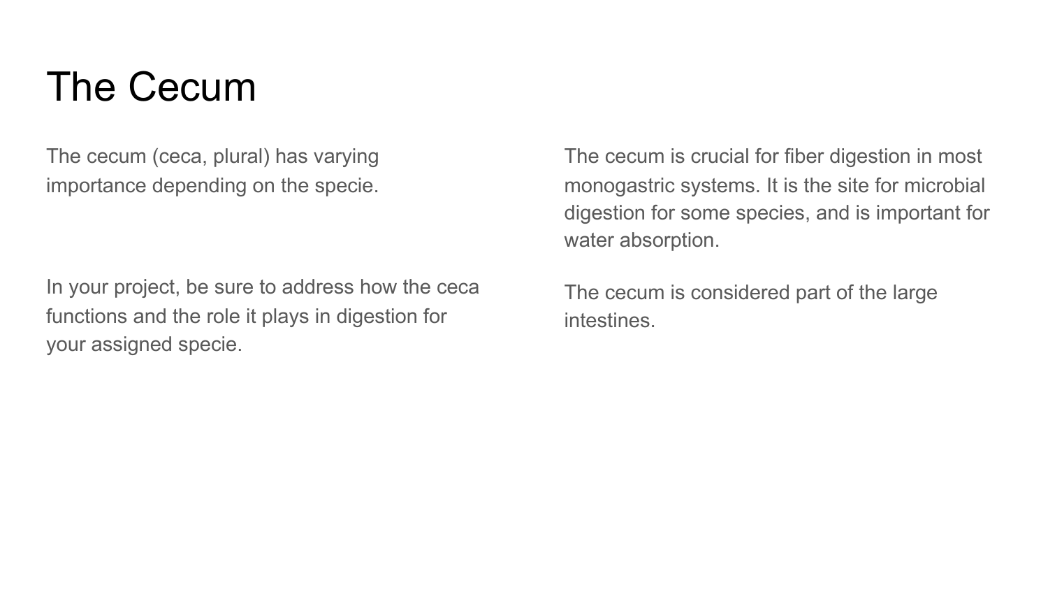# The Cecum

The cecum (ceca, plural) has varying importance depending on the specie.

In your project, be sure to address how the ceca functions and the role it plays in digestion for your assigned specie.

The cecum is crucial for fiber digestion in most monogastric systems. It is the site for microbial digestion for some species, and is important for water absorption.

The cecum is considered part of the large intestines.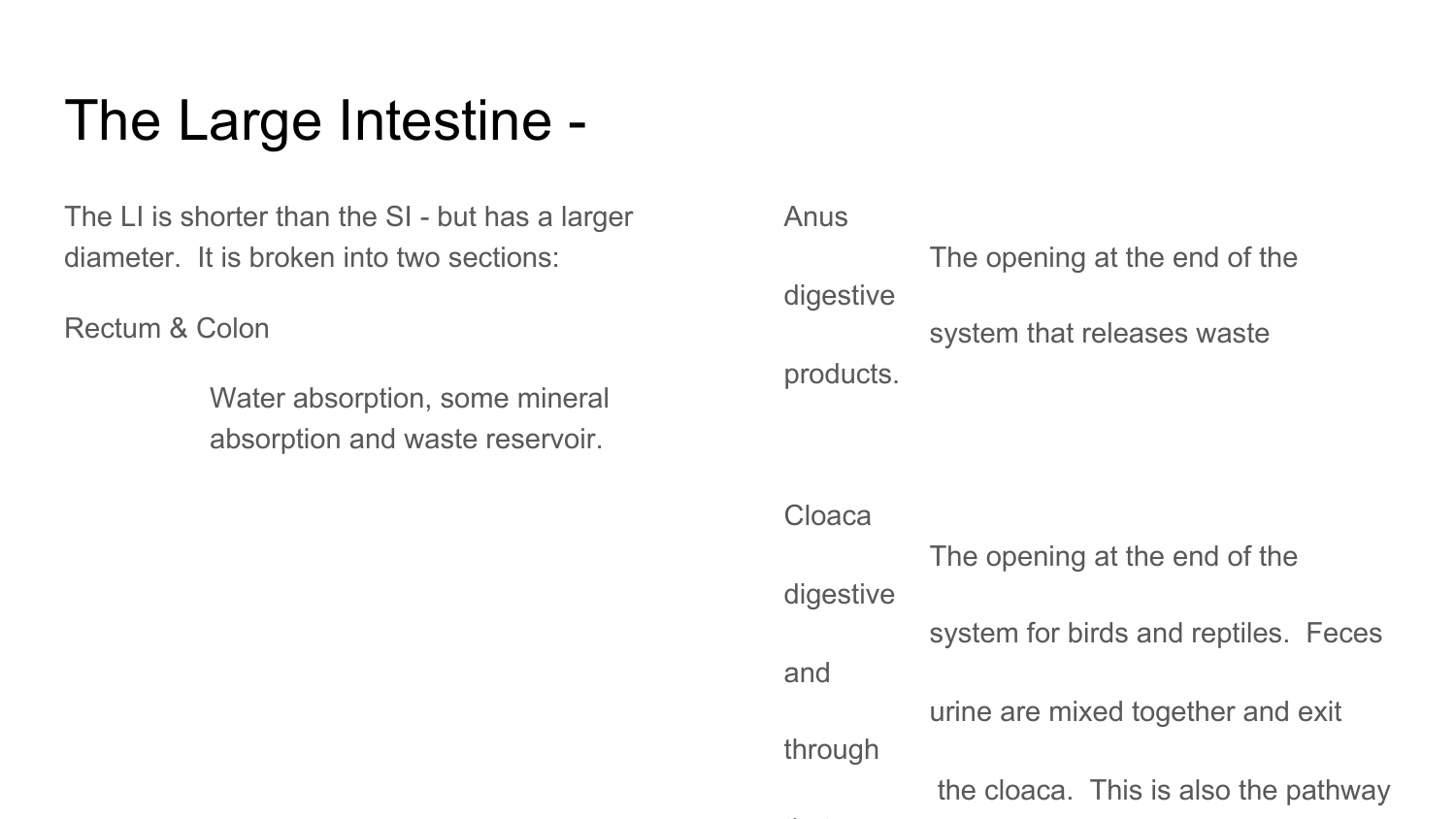# The Large Intestine -

The LI is shorter than the SI - but has a larger diameter. It is broken into two sections:

Rectum & Colon

Water absorption, some mineral absorption and waste reservoir.

Anus

The opening at the end of the digestive system that releases waste products.

Cloaca

The opening at the end of the digestive system for birds and reptiles. Feces and urine are mixed together and exit through the cloaca. This is also the pathway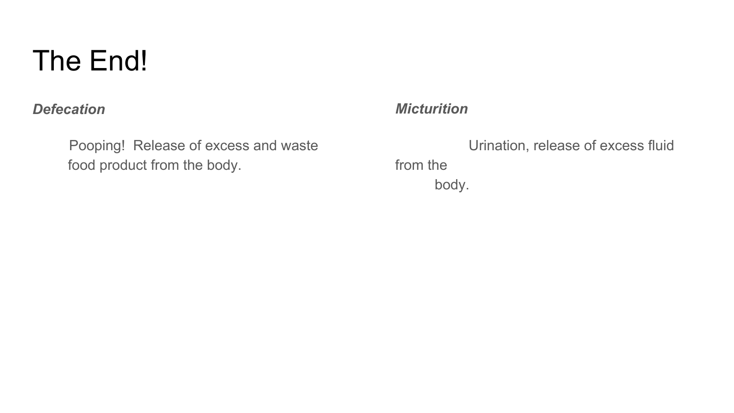# The End!

***Defecation***

Pooping!  Release of excess and waste food product from the body.

***Micturition***

Urination, release of excess fluid from the body.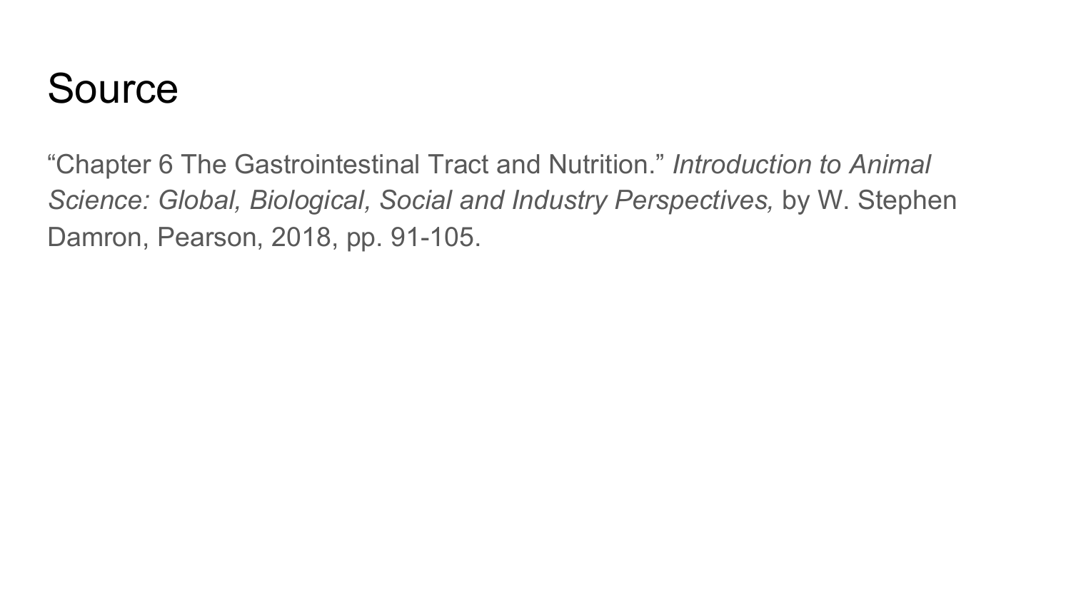# Source

“Chapter 6 The Gastrointestinal Tract and Nutrition.” *Introduction to Animal Science: Global, Biological, Social and Industry Perspectives,* by W. Stephen Damron, Pearson, 2018, pp. 91-105.